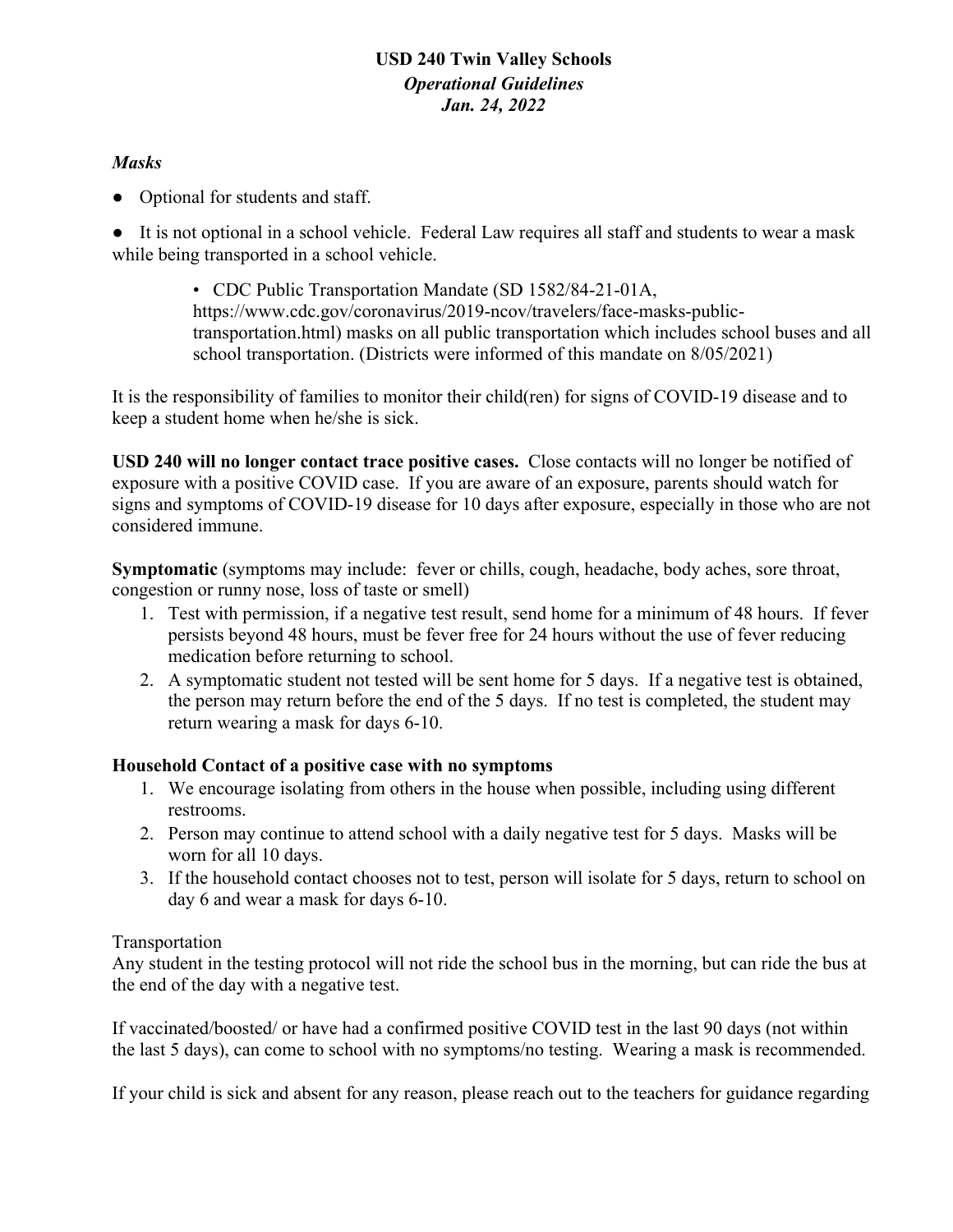**USD 240 Twin Valley Schools**
***Operational Guidelines***
***Jan. 24, 2022***

***Masks***

- Optional for students and staff.

- It is not optional in a school vehicle. Federal Law requires all staff and students to wear a mask while being transported in a school vehicle.

    - CDC Public Transportation Mandate (SD 1582/84-21-01A, https://www.cdc.gov/coronavirus/2019-ncov/travelers/face-masks-public-transportation.html) masks on all public transportation which includes school buses and all school transportation. (Districts were informed of this mandate on 8/05/2021)

It is the responsibility of families to monitor their child(ren) for signs of COVID-19 disease and to keep a student home when he/she is sick.

**USD 240 will no longer contact trace positive cases.** Close contacts will no longer be notified of exposure with a positive COVID case. If you are aware of an exposure, parents should watch for signs and symptoms of COVID-19 disease for 10 days after exposure, especially in those who are not considered immune.

**Symptomatic** (symptoms may include: fever or chills, cough, headache, body aches, sore throat, congestion or runny nose, loss of taste or smell)

1. Test with permission, if a negative test result, send home for a minimum of 48 hours. If fever persists beyond 48 hours, must be fever free for 24 hours without the use of fever reducing medication before returning to school.
2. A symptomatic student not tested will be sent home for 5 days. If a negative test is obtained, the person may return before the end of the 5 days. If no test is completed, the student may return wearing a mask for days 6-10.

**Household Contact of a positive case with no symptoms**

1. We encourage isolating from others in the house when possible, including using different restrooms.
2. Person may continue to attend school with a daily negative test for 5 days. Masks will be worn for all 10 days.
3. If the household contact chooses not to test, person will isolate for 5 days, return to school on day 6 and wear a mask for days 6-10.

Transportation
Any student in the testing protocol will not ride the school bus in the morning, but can ride the bus at the end of the day with a negative test.

If vaccinated/boosted/ or have had a confirmed positive COVID test in the last 90 days (not within the last 5 days), can come to school with no symptoms/no testing. Wearing a mask is recommended.

If your child is sick and absent for any reason, please reach out to the teachers for guidance regarding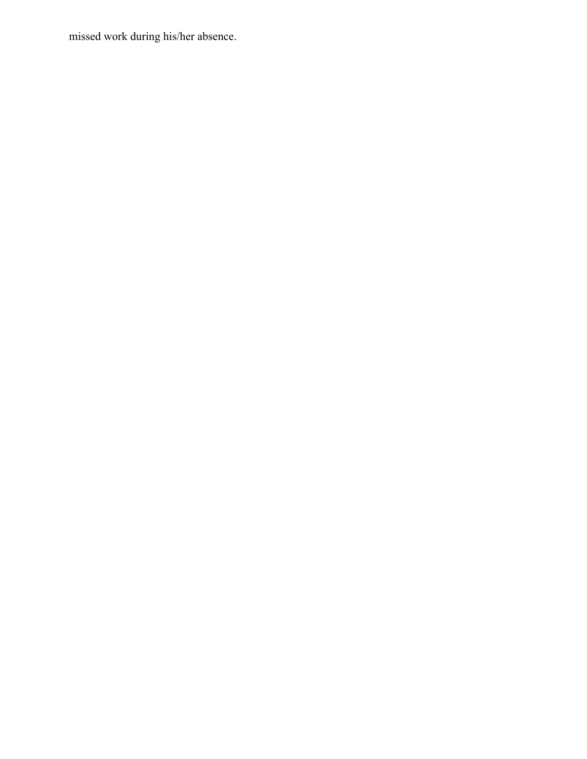missed work during his/her absence.